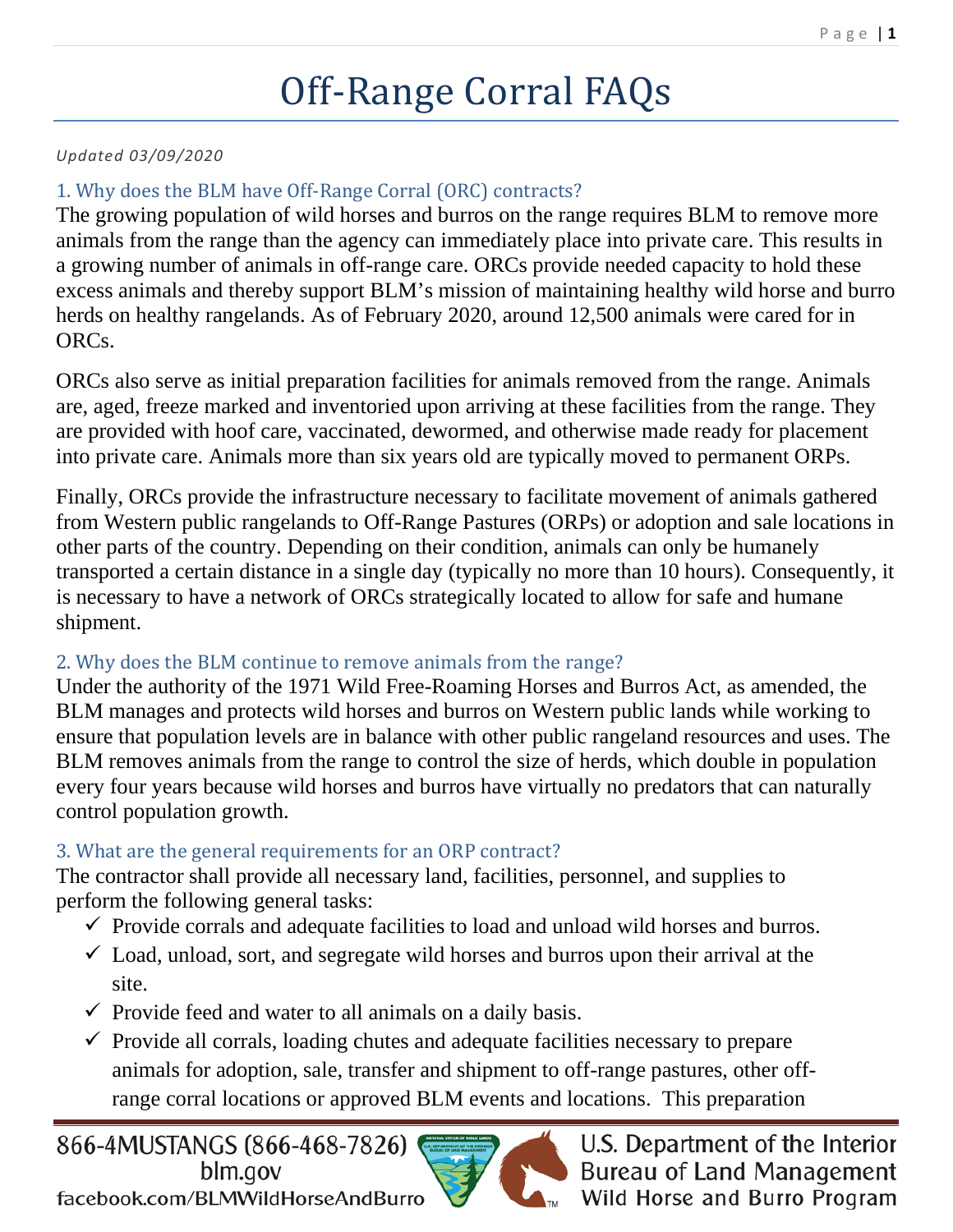# Off-Range Corral FAQs

*Updated 03/09/2020*

## 1. Why does the BLM have Off-Range Corral (ORC) contracts?

The growing population of wild horses and burros on the range requires BLM to remove more animals from the range than the agency can immediately place into private care. This results in a growing number of animals in off-range care. ORCs provide needed capacity to hold these excess animals and thereby support BLM's mission of maintaining healthy wild horse and burro herds on healthy rangelands. As of February 2020, around 12,500 animals were cared for in ORCs.

ORCs also serve as initial preparation facilities for animals removed from the range. Animals are, aged, freeze marked and inventoried upon arriving at these facilities from the range. They are provided with hoof care, vaccinated, dewormed, and otherwise made ready for placement into private care. Animals more than six years old are typically moved to permanent ORPs.

Finally, ORCs provide the infrastructure necessary to facilitate movement of animals gathered from Western public rangelands to Off-Range Pastures (ORPs) or adoption and sale locations in other parts of the country. Depending on their condition, animals can only be humanely transported a certain distance in a single day (typically no more than 10 hours). Consequently, it is necessary to have a network of ORCs strategically located to allow for safe and humane shipment.

## 2. Why does the BLM continue to remove animals from the range?

Under the authority of the 1971 Wild Free-Roaming Horses and Burros Act, as amended, the BLM manages and protects wild horses and burros on Western public lands while working to ensure that population levels are in balance with other public rangeland resources and uses. The BLM removes animals from the range to control the size of herds, which double in population every four years because wild horses and burros have virtually no predators that can naturally control population growth.

## 3. What are the general requirements for an ORP contract?

The contractor shall provide all necessary land, facilities, personnel, and supplies to perform the following general tasks:

- ✓ Provide corrals and adequate facilities to load and unload wild horses and burros.
- ✓ Load, unload, sort, and segregate wild horses and burros upon their arrival at the site.
- ✓ Provide feed and water to all animals on a daily basis.
- ✓ Provide all corrals, loading chutes and adequate facilities necessary to prepare animals for adoption, sale, transfer and shipment to off-range pastures, other off-range corral locations or approved BLM events and locations. This preparation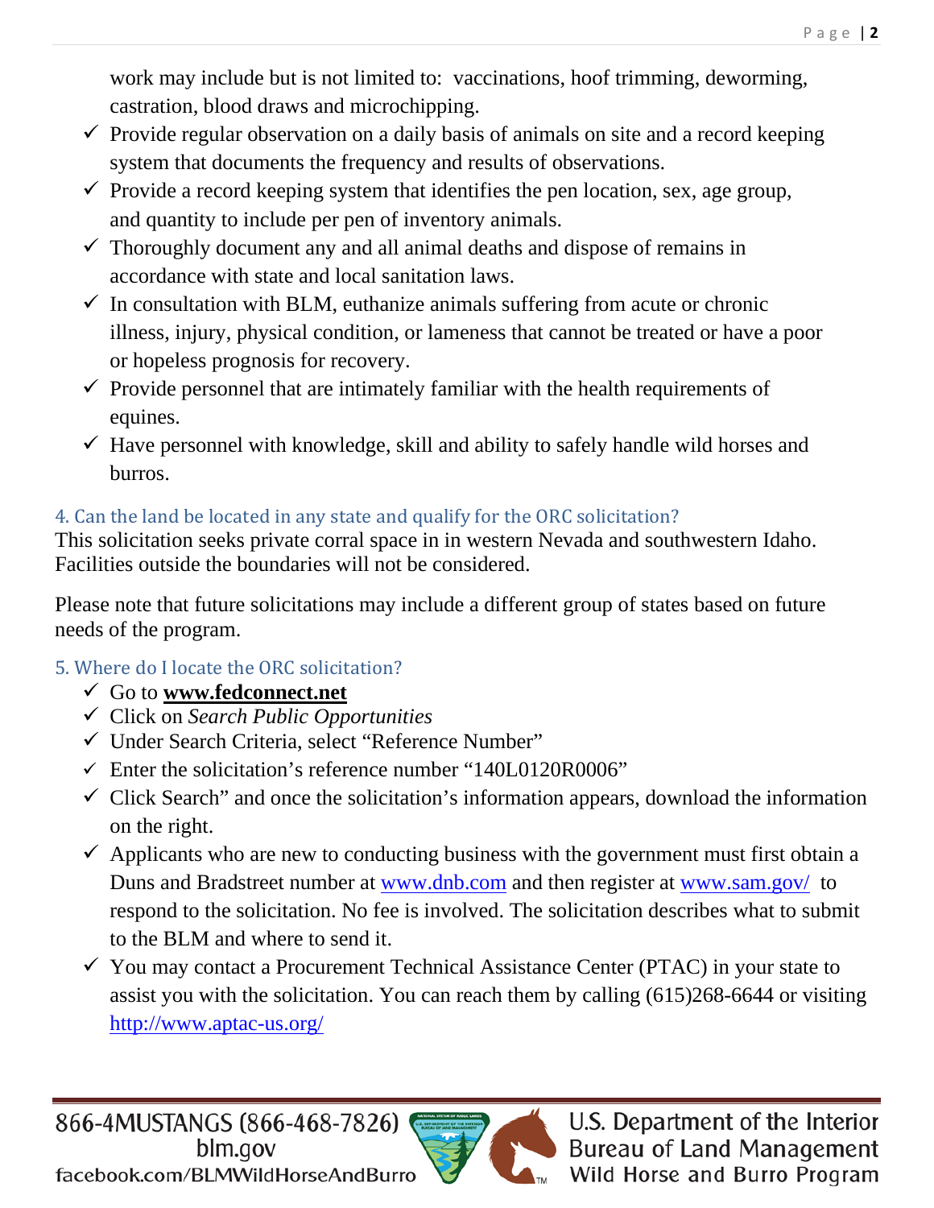work may include but is not limited to: vaccinations, hoof trimming, deworming, castration, blood draws and microchipping.

- ✓ Provide regular observation on a daily basis of animals on site and a record keeping system that documents the frequency and results of observations.
- ✓ Provide a record keeping system that identifies the pen location, sex, age group, and quantity to include per pen of inventory animals.
- ✓ Thoroughly document any and all animal deaths and dispose of remains in accordance with state and local sanitation laws.
- ✓ In consultation with BLM, euthanize animals suffering from acute or chronic illness, injury, physical condition, or lameness that cannot be treated or have a poor or hopeless prognosis for recovery.
- ✓ Provide personnel that are intimately familiar with the health requirements of equines.
- ✓ Have personnel with knowledge, skill and ability to safely handle wild horses and burros.

### 4. Can the land be located in any state and qualify for the ORC solicitation?

This solicitation seeks private corral space in in western Nevada and southwestern Idaho. Facilities outside the boundaries will not be considered.

Please note that future solicitations may include a different group of states based on future needs of the program.

### 5. Where do I locate the ORC solicitation?

- ✓ Go to **www.fedconnect.net**
- ✓ Click on *Search Public Opportunities*
- ✓ Under Search Criteria, select "Reference Number"
- ✓ Enter the solicitation's reference number "140L0120R0006"
- ✓ Click Search" and once the solicitation's information appears, download the information on the right.
- ✓ Applicants who are new to conducting business with the government must first obtain a Duns and Bradstreet number at www.dnb.com and then register at www.sam.gov/ to respond to the solicitation. No fee is involved. The solicitation describes what to submit to the BLM and where to send it.
- ✓ You may contact a Procurement Technical Assistance Center (PTAC) in your state to assist you with the solicitation. You can reach them by calling (615)268-6644 or visiting http://www.aptac-us.org/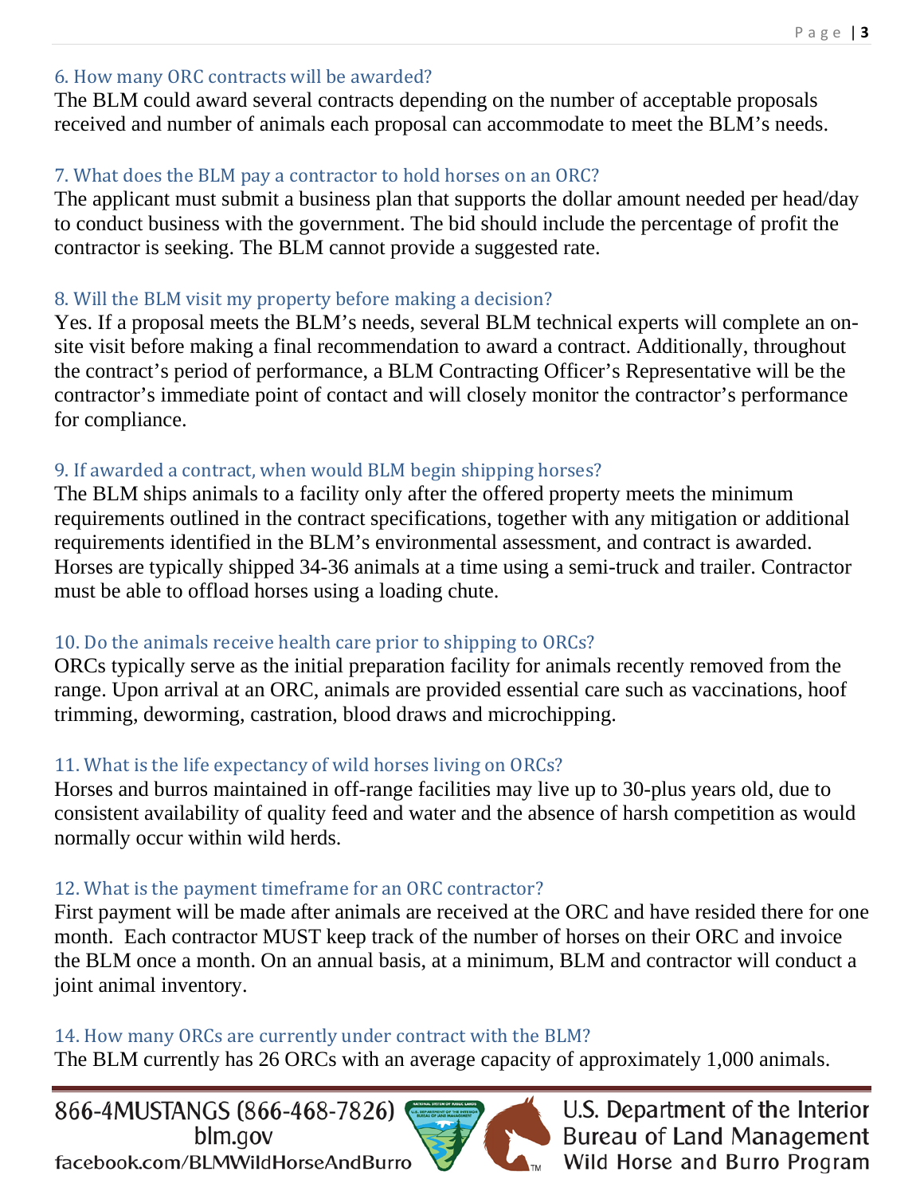### 6. How many ORC contracts will be awarded?

The BLM could award several contracts depending on the number of acceptable proposals received and number of animals each proposal can accommodate to meet the BLM's needs.

### 7. What does the BLM pay a contractor to hold horses on an ORC?

The applicant must submit a business plan that supports the dollar amount needed per head/day to conduct business with the government. The bid should include the percentage of profit the contractor is seeking. The BLM cannot provide a suggested rate.

### 8. Will the BLM visit my property before making a decision?

Yes. If a proposal meets the BLM's needs, several BLM technical experts will complete an on-site visit before making a final recommendation to award a contract. Additionally, throughout the contract's period of performance, a BLM Contracting Officer's Representative will be the contractor's immediate point of contact and will closely monitor the contractor's performance for compliance.

### 9. If awarded a contract, when would BLM begin shipping horses?

The BLM ships animals to a facility only after the offered property meets the minimum requirements outlined in the contract specifications, together with any mitigation or additional requirements identified in the BLM's environmental assessment, and contract is awarded. Horses are typically shipped 34-36 animals at a time using a semi-truck and trailer. Contractor must be able to offload horses using a loading chute.

### 10. Do the animals receive health care prior to shipping to ORCs?

ORCs typically serve as the initial preparation facility for animals recently removed from the range. Upon arrival at an ORC, animals are provided essential care such as vaccinations, hoof trimming, deworming, castration, blood draws and microchipping.

### 11. What is the life expectancy of wild horses living on ORCs?

Horses and burros maintained in off-range facilities may live up to 30-plus years old, due to consistent availability of quality feed and water and the absence of harsh competition as would normally occur within wild herds.

### 12. What is the payment timeframe for an ORC contractor?

First payment will be made after animals are received at the ORC and have resided there for one month. Each contractor MUST keep track of the number of horses on their ORC and invoice the BLM once a month. On an annual basis, at a minimum, BLM and contractor will conduct a joint animal inventory.

### 14. How many ORCs are currently under contract with the BLM?

The BLM currently has 26 ORCs with an average capacity of approximately 1,000 animals.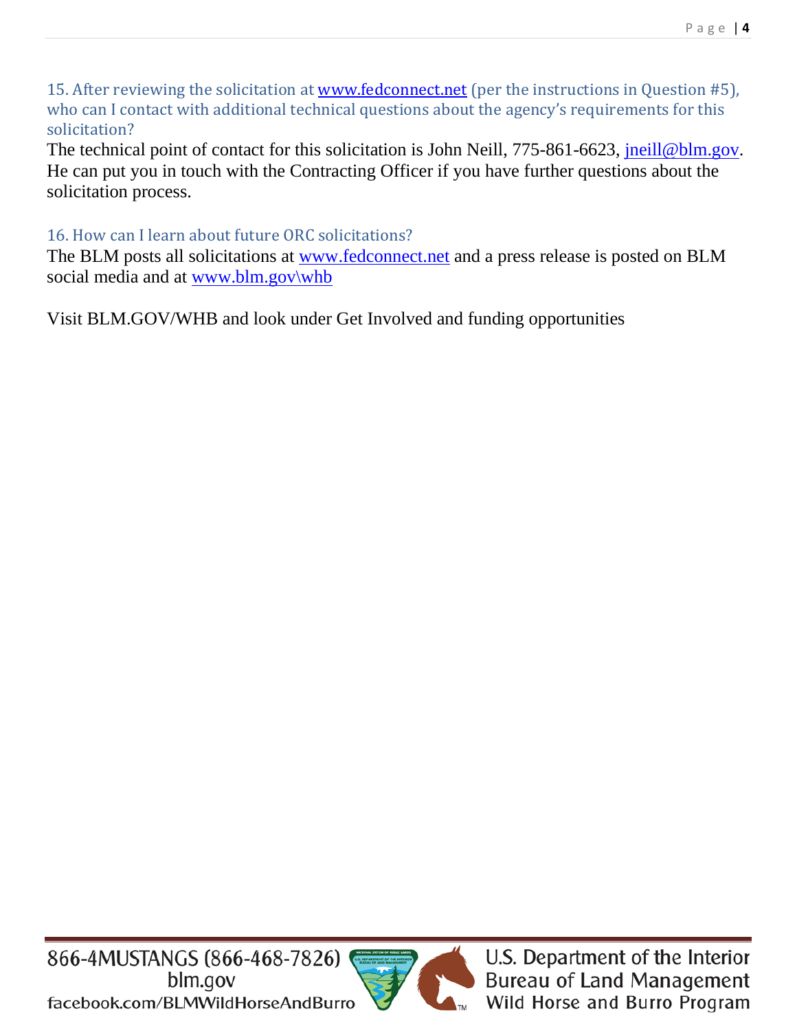### 15. After reviewing the solicitation at www.fedconnect.net (per the instructions in Question #5), who can I contact with additional technical questions about the agency's requirements for this solicitation?

The technical point of contact for this solicitation is John Neill, 775-861-6623, jneill@blm.gov. He can put you in touch with the Contracting Officer if you have further questions about the solicitation process.

### 16. How can I learn about future ORC solicitations?

The BLM posts all solicitations at www.fedconnect.net and a press release is posted on BLM social media and at www.blm.gov\whb

Visit BLM.GOV/WHB and look under Get Involved and funding opportunities